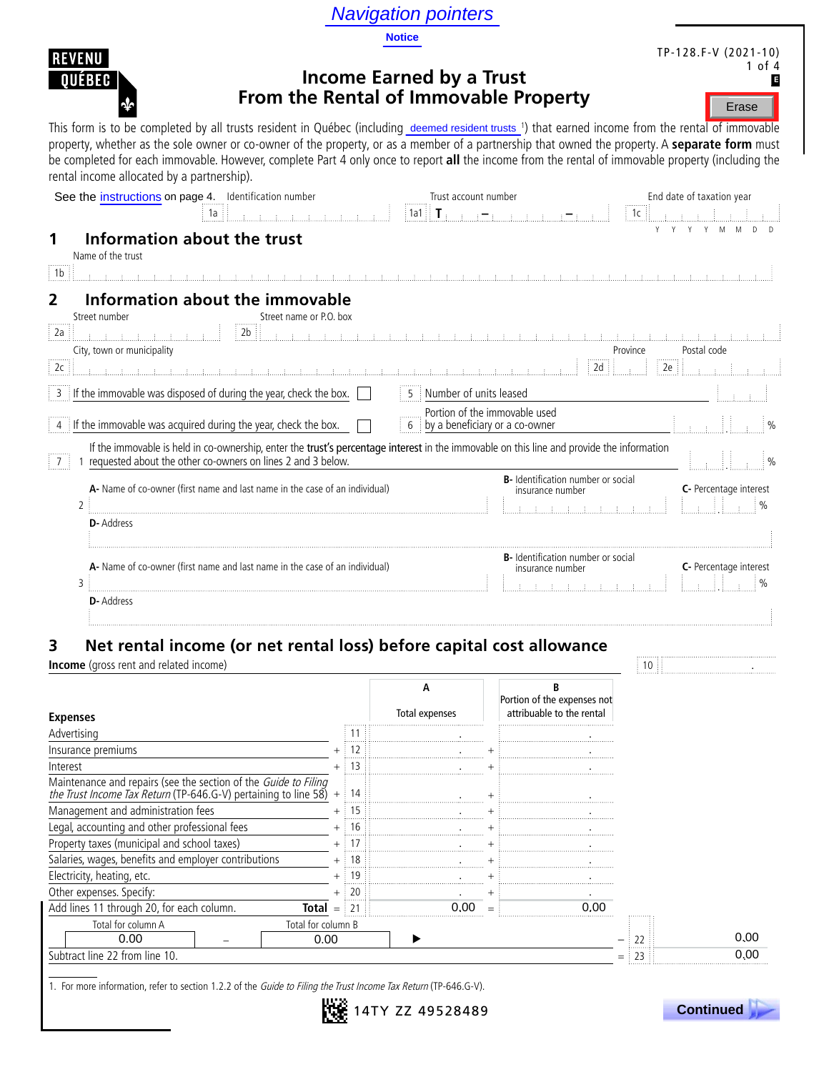Navigation pointers

Notice

REVENU QUÉBEC

TP-128.F-V (2021-10)

# Income Earned by a Trust From the Rental of Immovable Property

Erase

This form is to be completed by all trusts resident in Québec (including deemed resident trusts [1]) that earned income from the rental of immovable property, whether as the sole owner or co-owner of the property, or as a member of a partnership that owned the property. A **separate form** must be completed for each immovable. However, complete Part 4 only once to report **all** the income from the rental of immovable property (including the rental income allocated by a partnership).

See the instructions on page 4.

| | | |
|---|---|---|
| Identification number 1a | Trust account number 1a1 T – – | End date of taxation year 1c (YYYYMMDD) |

## 1 Information about the trust

Name of the trust 1b

## 2 Information about the immovable

Street number 2a | Street name or P.O. box 2b

City, town or municipality 2c | Province 2d | Postal code 2e

3 If the immovable was disposed of during the year, check the box. ☐

4 If the immovable was acquired during the year, check the box. ☐

5 Number of units leased

6 Portion of the immovable used by a beneficiary or a co-owner %

7 1 If the immovable is held in co-ownership, enter the **trust's percentage interest** in the immovable on this line and provide the information requested about the other co-owners on lines 2 and 3 below. %

2 **A-** Name of co-owner (first name and last name in the case of an individual) | **B-** Identification number or social insurance number | **C-** Percentage interest %

**D-** Address

3 **A-** Name of co-owner (first name and last name in the case of an individual) | **B-** Identification number or social insurance number | **C-** Percentage interest %

**D-** Address

## 3 Net rental income (or net rental loss) before capital cost allowance

**Income** (gross rent and related income) 10

| **Expenses** | | Line | A Total expenses | | B Portion of the expenses not attributable to the rental |
|---|---|---|---|---|---|
| Advertising | | 11 | | | |
| Insurance premiums | + | 12 | | + | |
| Interest | + | 13 | | + | |
| Maintenance and repairs (see the section of the *Guide to Filing the Trust Income Tax Return* (TP-646.G-V) pertaining to line 58) | + | 14 | | + | |
| Management and administration fees | + | 15 | | + | |
| Legal, accounting and other professional fees | + | 16 | | + | |
| Property taxes (municipal and school taxes) | + | 17 | | + | |
| Salaries, wages, benefits and employer contributions | + | 18 | | + | |
| Electricity, heating, etc. | + | 19 | | + | |
| Other expenses. Specify: | + | 20 | | + | |
| Add lines 11 through 20, for each column. **Total** | = | 21 | 0,00 | = | 0,00 |

Total for column A 0.00 – Total for column B 0.00 ▶ – 22 0,00

Subtract line 22 from line 10. = 23 0,00

1. For more information, refer to section 1.2.2 of the *Guide to Filing the Trust Income Tax Return* (TP-646.G-V).

14TY ZZ 49528489

Continued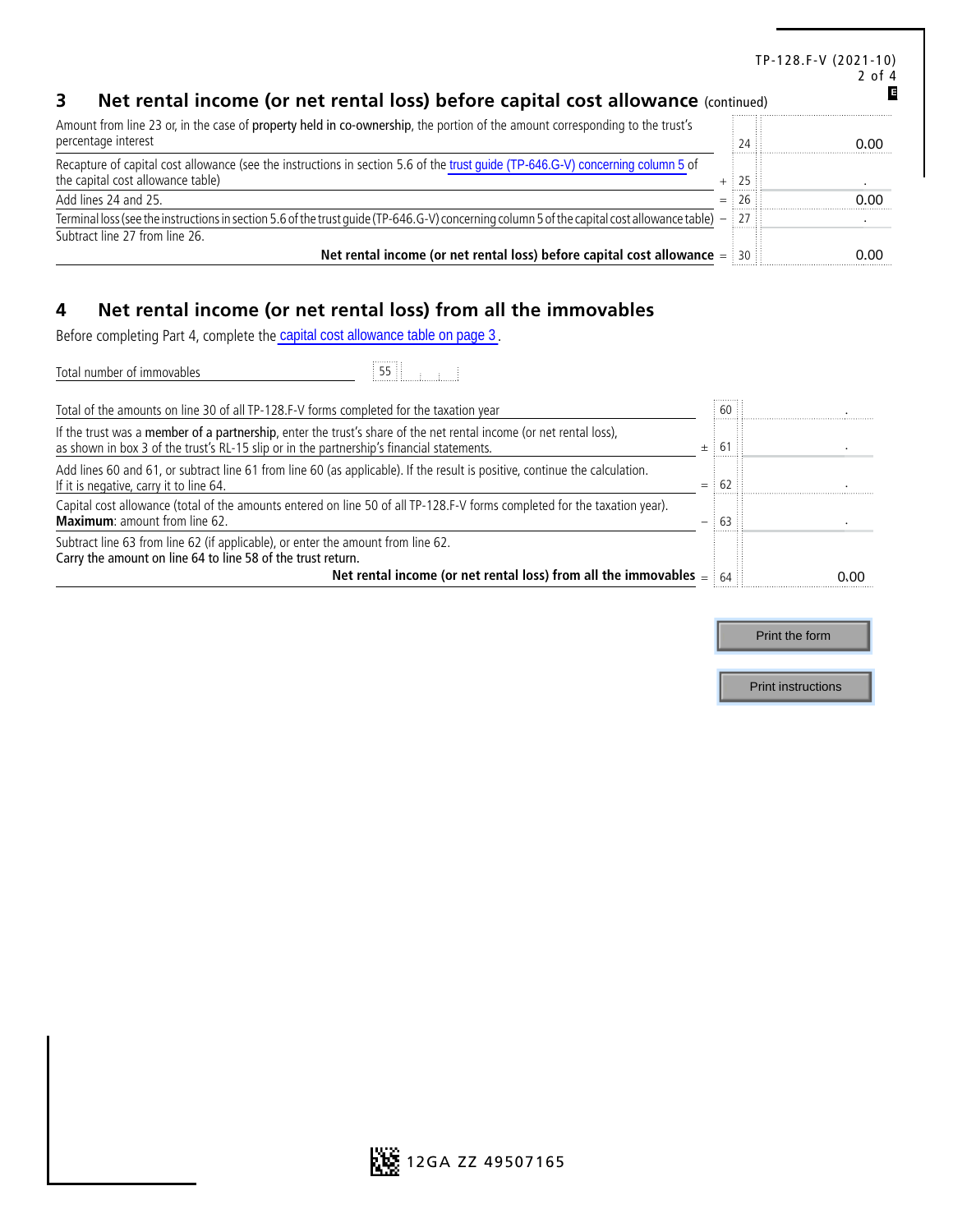## 3 Net rental income (or net rental loss) before capital cost allowance (continued)

| Description | | Line | Amount |
|---|---|---|---|
| Amount from line 23 or, in the case of **property held in co-ownership**, the portion of the amount corresponding to the trust's percentage interest | | 24 | 0.00 |
| Recapture of capital cost allowance (see the instructions in section 5.6 of the trust guide (TP-646.G-V) concerning column 5 of the capital cost allowance table) | + | 25 | . |
| Add lines 24 and 25. | = | 26 | 0.00 |
| Terminal loss (see the instructions in section 5.6 of the trust guide (TP-646.G-V) concerning column 5 of the capital cost allowance table) | − | 27 | . |
| Subtract line 27 from line 26. **Net rental income (or net rental loss) before capital cost allowance** | = | 30 | 0.00 |

## 4 Net rental income (or net rental loss) from all the immovables

Before completing Part 4, complete the capital cost allowance table on page 3.

Total number of immovables 55

| Description | | Line | Amount |
|---|---|---|---|
| Total of the amounts on line 30 of all TP-128.F-V forms completed for the taxation year | | 60 | . |
| If the trust was a **member of a partnership**, enter the trust's share of the net rental income (or net rental loss), as shown in box 3 of the trust's RL-15 slip or in the partnership's financial statements. | ± | 61 | . |
| Add lines 60 and 61, or subtract line 61 from line 60 (as applicable). If the result is positive, continue the calculation. If it is negative, carry it to line 64. | = | 62 | . |
| Capital cost allowance (total of the amounts entered on line 50 of all TP-128.F-V forms completed for the taxation year). **Maximum**: amount from line 62. | − | 63 | . |
| Subtract line 63 from line 62 (if applicable), or enter the amount from line 62. Carry the amount on line 64 to line 58 of the trust return. **Net rental income (or net rental loss) from all the immovables** | = | 64 | 0.00 |

Print the form

Print instructions

12GA ZZ 49507165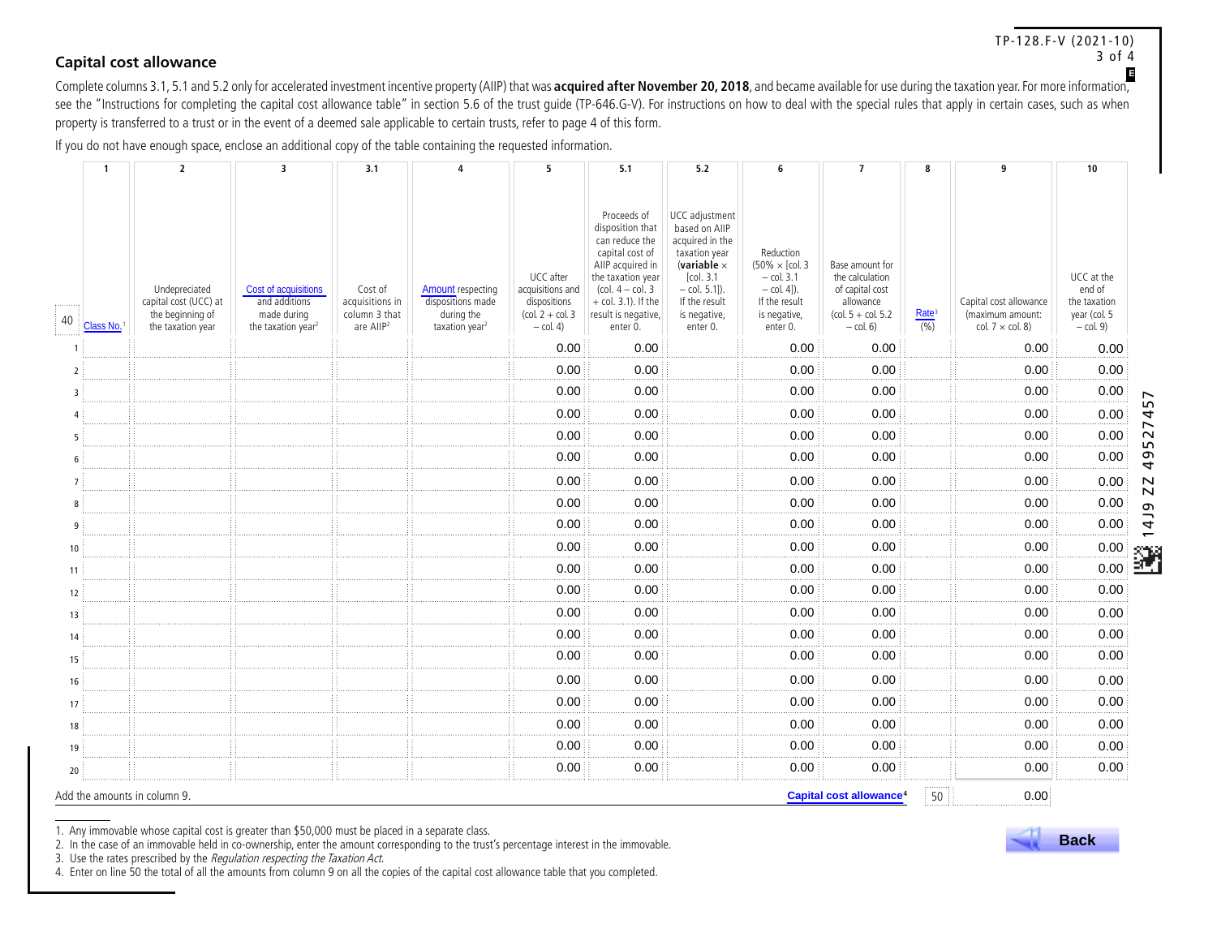## Capital cost allowance

Complete columns 3.1, 5.1 and 5.2 only for accelerated investment incentive property (AIIP) that was **acquired after November 20, 2018**, and became available for use during the taxation year. For more information, see the "Instructions for completing the capital cost allowance table" in section 5.6 of the trust guide (TP-646.G-V). For instructions on how to deal with the special rules that apply in certain cases, such as when property is transferred to a trust or in the event of a deemed sale applicable to certain trusts, refer to page 4 of this form.

If you do not have enough space, enclose an additional copy of the table containing the requested information.

| 40 | 1 | 2 | 3 | 3.1 | 4 | 5 | 5.1 | 5.2 | 6 | 7 | 8 | 9 | 10 |
|---|---|---|---|---|---|---|---|---|---|---|---|---|---|
| | Class No.[1] | Undepreciated capital cost (UCC) at the beginning of the taxation year | Cost of acquisitions and additions made during the taxation year[2] | Cost of acquisitions in column 3 that are AIIP[2] | Amount respecting dispositions made during the taxation year[2] | UCC after acquisitions and dispositions (col. 2 + col. 3 – col. 4) | Proceeds of disposition that can reduce the capital cost of AIIP acquired in the taxation year (col. 4 – col. 3 + col. 3.1). If the result is negative, enter 0. | UCC adjustment based on AIIP acquired in the taxation year (**variable** × [col. 3.1 – col. 5.1]). If the result is negative, enter 0. | Reduction (50% × [col. 3 – col. 3.1 – col. 4]). If the result is negative, enter 0. | Base amount for the calculation of capital cost allowance (col. 5 + col. 5.2 – col. 6) | Rate[3] (%) | Capital cost allowance (maximum amount: col. 7 × col. 8) | UCC at the end of the taxation year (col. 5 – col. 9) |
| 1 | | | | | | 0.00 | 0.00 | | 0.00 | 0.00 | | 0.00 | 0.00 |
| 2 | | | | | | 0.00 | 0.00 | | 0.00 | 0.00 | | 0.00 | 0.00 |
| 3 | | | | | | 0.00 | 0.00 | | 0.00 | 0.00 | | 0.00 | 0.00 |
| 4 | | | | | | 0.00 | 0.00 | | 0.00 | 0.00 | | 0.00 | 0.00 |
| 5 | | | | | | 0.00 | 0.00 | | 0.00 | 0.00 | | 0.00 | 0.00 |
| 6 | | | | | | 0.00 | 0.00 | | 0.00 | 0.00 | | 0.00 | 0.00 |
| 7 | | | | | | 0.00 | 0.00 | | 0.00 | 0.00 | | 0.00 | 0.00 |
| 8 | | | | | | 0.00 | 0.00 | | 0.00 | 0.00 | | 0.00 | 0.00 |
| 9 | | | | | | 0.00 | 0.00 | | 0.00 | 0.00 | | 0.00 | 0.00 |
| 10 | | | | | | 0.00 | 0.00 | | 0.00 | 0.00 | | 0.00 | 0.00 |
| 11 | | | | | | 0.00 | 0.00 | | 0.00 | 0.00 | | 0.00 | 0.00 |
| 12 | | | | | | 0.00 | 0.00 | | 0.00 | 0.00 | | 0.00 | 0.00 |
| 13 | | | | | | 0.00 | 0.00 | | 0.00 | 0.00 | | 0.00 | 0.00 |
| 14 | | | | | | 0.00 | 0.00 | | 0.00 | 0.00 | | 0.00 | 0.00 |
| 15 | | | | | | 0.00 | 0.00 | | 0.00 | 0.00 | | 0.00 | 0.00 |
| 16 | | | | | | 0.00 | 0.00 | | 0.00 | 0.00 | | 0.00 | 0.00 |
| 17 | | | | | | 0.00 | 0.00 | | 0.00 | 0.00 | | 0.00 | 0.00 |
| 18 | | | | | | 0.00 | 0.00 | | 0.00 | 0.00 | | 0.00 | 0.00 |
| 19 | | | | | | 0.00 | 0.00 | | 0.00 | 0.00 | | 0.00 | 0.00 |
| 20 | | | | | | 0.00 | 0.00 | | 0.00 | 0.00 | | 0.00 | 0.00 |

Add the amounts in column 9. **Capital cost allowance**[4] 50 0.00

1. Any immovable whose capital cost is greater than $50,000 must be placed in a separate class.
2. In the case of an immovable held in co-ownership, enter the amount corresponding to the trust's percentage interest in the immovable.
3. Use the rates prescribed by the *Regulation respecting the Taxation Act*.
4. Enter on line 50 the total of all the amounts from column 9 on all the copies of the capital cost allowance table that you completed.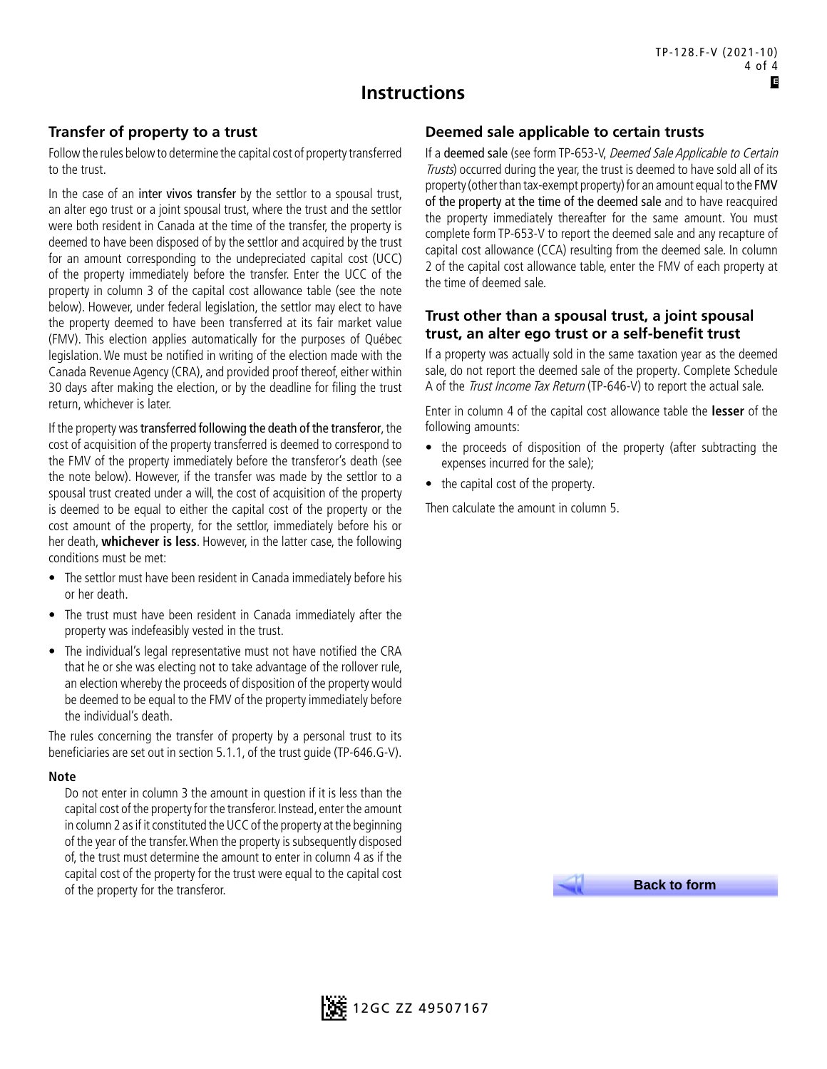# Instructions

## Transfer of property to a trust

Follow the rules below to determine the capital cost of property transferred to the trust.

In the case of an inter vivos transfer by the settlor to a spousal trust, an alter ego trust or a joint spousal trust, where the trust and the settlor were both resident in Canada at the time of the transfer, the property is deemed to have been disposed of by the settlor and acquired by the trust for an amount corresponding to the undepreciated capital cost (UCC) of the property immediately before the transfer. Enter the UCC of the property in column 3 of the capital cost allowance table (see the note below). However, under federal legislation, the settlor may elect to have the property deemed to have been transferred at its fair market value (FMV). This election applies automatically for the purposes of Québec legislation. We must be notified in writing of the election made with the Canada Revenue Agency (CRA), and provided proof thereof, either within 30 days after making the election, or by the deadline for filing the trust return, whichever is later.

If the property was transferred following the death of the transferor, the cost of acquisition of the property transferred is deemed to correspond to the FMV of the property immediately before the transferor's death (see the note below). However, if the transfer was made by the settlor to a spousal trust created under a will, the cost of acquisition of the property is deemed to be equal to either the capital cost of the property or the cost amount of the property, for the settlor, immediately before his or her death, **whichever is less**. However, in the latter case, the following conditions must be met:

- The settlor must have been resident in Canada immediately before his or her death.
- The trust must have been resident in Canada immediately after the property was indefeasibly vested in the trust.
- The individual's legal representative must not have notified the CRA that he or she was electing not to take advantage of the rollover rule, an election whereby the proceeds of disposition of the property would be deemed to be equal to the FMV of the property immediately before the individual's death.

The rules concerning the transfer of property by a personal trust to its beneficiaries are set out in section 5.1.1, of the trust guide (TP-646.G-V).

**Note**

Do not enter in column 3 the amount in question if it is less than the capital cost of the property for the transferor. Instead, enter the amount in column 2 as if it constituted the UCC of the property at the beginning of the year of the transfer. When the property is subsequently disposed of, the trust must determine the amount to enter in column 4 as if the capital cost of the property for the trust were equal to the capital cost of the property for the transferor.

## Deemed sale applicable to certain trusts

If a deemed sale (see form TP-653-V, *Deemed Sale Applicable to Certain Trusts*) occurred during the year, the trust is deemed to have sold all of its property (other than tax-exempt property) for an amount equal to the FMV of the property at the time of the deemed sale and to have reacquired the property immediately thereafter for the same amount. You must complete form TP-653-V to report the deemed sale and any recapture of capital cost allowance (CCA) resulting from the deemed sale. In column 2 of the capital cost allowance table, enter the FMV of each property at the time of deemed sale.

## Trust other than a spousal trust, a joint spousal trust, an alter ego trust or a self-benefit trust

If a property was actually sold in the same taxation year as the deemed sale, do not report the deemed sale of the property. Complete Schedule A of the *Trust Income Tax Return* (TP-646-V) to report the actual sale.

Enter in column 4 of the capital cost allowance table the **lesser** of the following amounts:

- the proceeds of disposition of the property (after subtracting the expenses incurred for the sale);
- the capital cost of the property.

Then calculate the amount in column 5.

Back to form